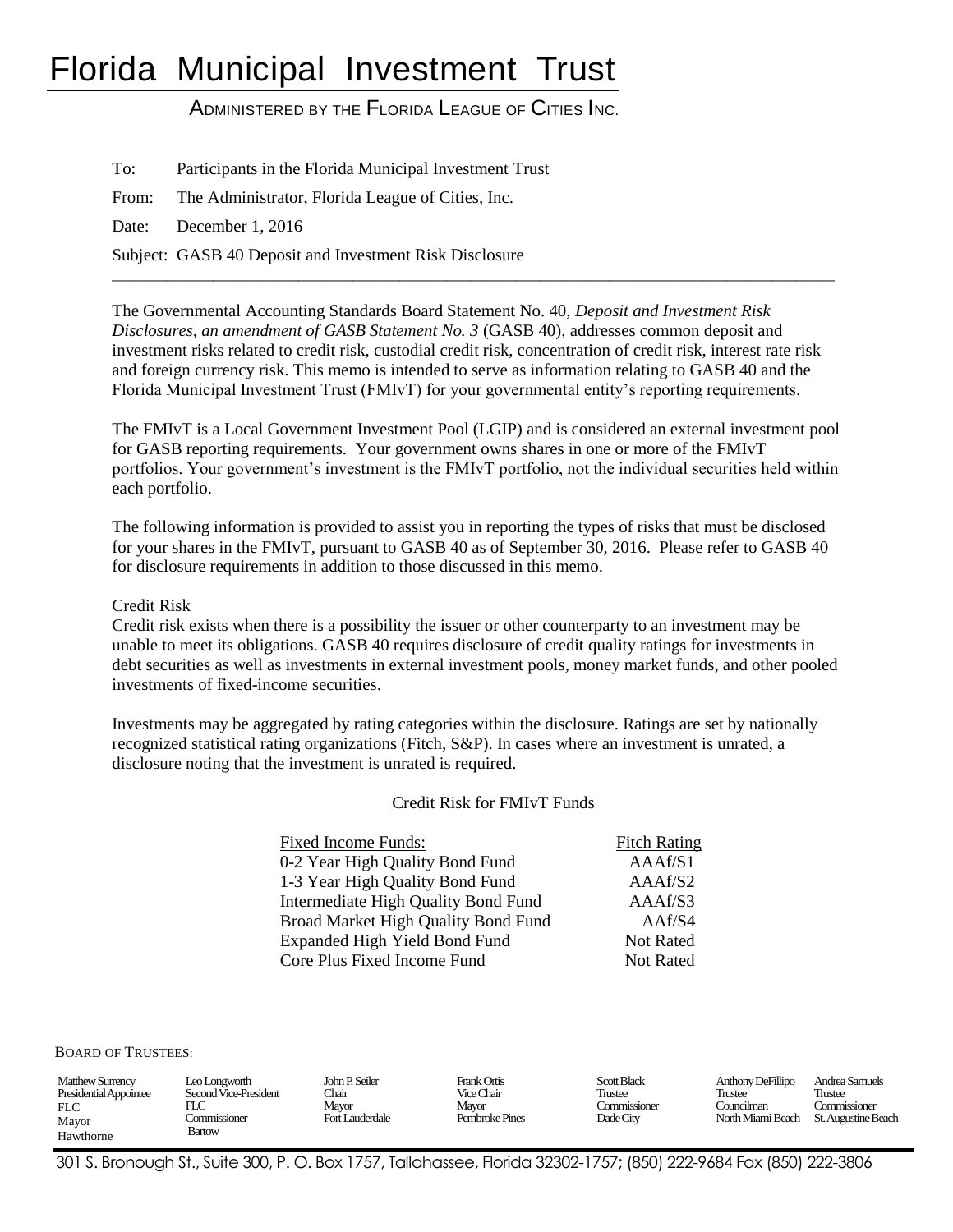# Florida Municipal Investment Trust

ADMINISTERED BY THE FLORIDA LEAGUE OF CITIES INC.

To: Participants in the Florida Municipal Investment Trust

From: The Administrator, Florida League of Cities, Inc.

Date: December 1, 2016

Subject: GASB 40 Deposit and Investment Risk Disclosure

---

The Governmental Accounting Standards Board Statement No. 40, *Deposit and Investment Risk Disclosures, an amendment of GASB Statement No. 3* (GASB 40), addresses common deposit and investment risks related to credit risk, custodial credit risk, concentration of credit risk, interest rate risk and foreign currency risk. This memo is intended to serve as information relating to GASB 40 and the Florida Municipal Investment Trust (FMIvT) for your governmental entity's reporting requirements.

The FMIvT is a Local Government Investment Pool (LGIP) and is considered an external investment pool for GASB reporting requirements. Your government owns shares in one or more of the FMIvT portfolios. Your government's investment is the FMIvT portfolio, not the individual securities held within each portfolio.

The following information is provided to assist you in reporting the types of risks that must be disclosed for your shares in the FMIvT, pursuant to GASB 40 as of September 30, 2016. Please refer to GASB 40 for disclosure requirements in addition to those discussed in this memo.

Credit Risk

Credit risk exists when there is a possibility the issuer or other counterparty to an investment may be unable to meet its obligations. GASB 40 requires disclosure of credit quality ratings for investments in debt securities as well as investments in external investment pools, money market funds, and other pooled investments of fixed-income securities.

Investments may be aggregated by rating categories within the disclosure. Ratings are set by nationally recognized statistical rating organizations (Fitch, S&P). In cases where an investment is unrated, a disclosure noting that the investment is unrated is required.

Credit Risk for FMIvT Funds

| Fixed Income Funds: | Fitch Rating |
|---|---|
| 0-2 Year High Quality Bond Fund | AAAf/S1 |
| 1-3 Year High Quality Bond Fund | AAAf/S2 |
| Intermediate High Quality Bond Fund | AAAf/S3 |
| Broad Market High Quality Bond Fund | AAf/S4 |
| Expanded High Yield Bond Fund | Not Rated |
| Core Plus Fixed Income Fund | Not Rated |

BOARD OF TRUSTEES:

Matthew Surrency, Presidential Appointee, FLC, Mayor, Hawthorne

Leo Longworth, Second Vice-President, FLC, Commissioner, Bartow

John P. Seiler, Chair, Mayor, Fort Lauderdale

Frank Ortis, Vice Chair, Mayor, Pembroke Pines

Scott Black, Trustee, Commissioner, Dade City

Anthony DeFillipo, Trustee, Councilman, North Miami Beach

Andrea Samuels, Trustee, Commissioner, St. Augustine Beach

301 S. Bronough St., Suite 300, P. O. Box 1757, Tallahassee, Florida 32302-1757; (850) 222-9684 Fax (850) 222-3806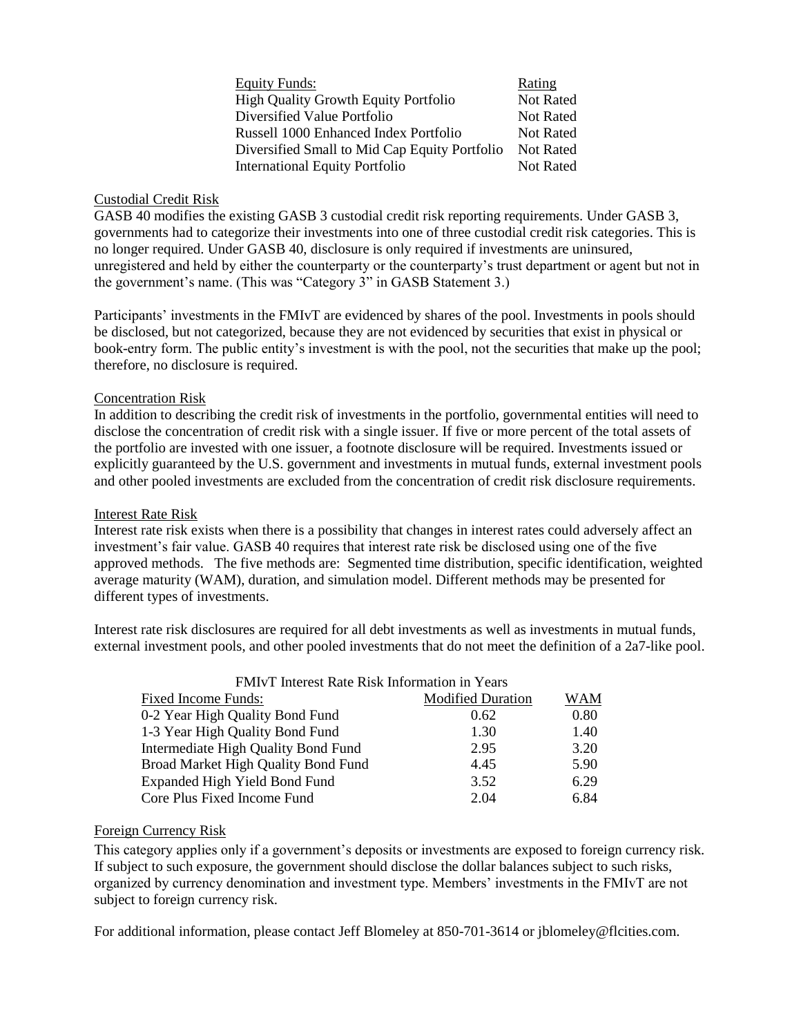| Equity Funds: | Rating |
|---|---|
| High Quality Growth Equity Portfolio | Not Rated |
| Diversified Value Portfolio | Not Rated |
| Russell 1000 Enhanced Index Portfolio | Not Rated |
| Diversified Small to Mid Cap Equity Portfolio | Not Rated |
| International Equity Portfolio | Not Rated |

## Custodial Credit Risk

GASB 40 modifies the existing GASB 3 custodial credit risk reporting requirements. Under GASB 3, governments had to categorize their investments into one of three custodial credit risk categories. This is no longer required. Under GASB 40, disclosure is only required if investments are uninsured, unregistered and held by either the counterparty or the counterparty's trust department or agent but not in the government's name. (This was "Category 3" in GASB Statement 3.)

Participants' investments in the FMIvT are evidenced by shares of the pool. Investments in pools should be disclosed, but not categorized, because they are not evidenced by securities that exist in physical or book-entry form. The public entity's investment is with the pool, not the securities that make up the pool; therefore, no disclosure is required.

## Concentration Risk

In addition to describing the credit risk of investments in the portfolio, governmental entities will need to disclose the concentration of credit risk with a single issuer. If five or more percent of the total assets of the portfolio are invested with one issuer, a footnote disclosure will be required. Investments issued or explicitly guaranteed by the U.S. government and investments in mutual funds, external investment pools and other pooled investments are excluded from the concentration of credit risk disclosure requirements.

## Interest Rate Risk

Interest rate risk exists when there is a possibility that changes in interest rates could adversely affect an investment's fair value. GASB 40 requires that interest rate risk be disclosed using one of the five approved methods. The five methods are: Segmented time distribution, specific identification, weighted average maturity (WAM), duration, and simulation model. Different methods may be presented for different types of investments.

Interest rate risk disclosures are required for all debt investments as well as investments in mutual funds, external investment pools, and other pooled investments that do not meet the definition of a 2a7-like pool.

FMIvT Interest Rate Risk Information in Years

| Fixed Income Funds: | Modified Duration | WAM |
|---|---|---|
| 0-2 Year High Quality Bond Fund | 0.62 | 0.80 |
| 1-3 Year High Quality Bond Fund | 1.30 | 1.40 |
| Intermediate High Quality Bond Fund | 2.95 | 3.20 |
| Broad Market High Quality Bond Fund | 4.45 | 5.90 |
| Expanded High Yield Bond Fund | 3.52 | 6.29 |
| Core Plus Fixed Income Fund | 2.04 | 6.84 |

## Foreign Currency Risk

This category applies only if a government's deposits or investments are exposed to foreign currency risk. If subject to such exposure, the government should disclose the dollar balances subject to such risks, organized by currency denomination and investment type. Members' investments in the FMIvT are not subject to foreign currency risk.

For additional information, please contact Jeff Blomeley at 850-701-3614 or jblomeley@flcities.com.